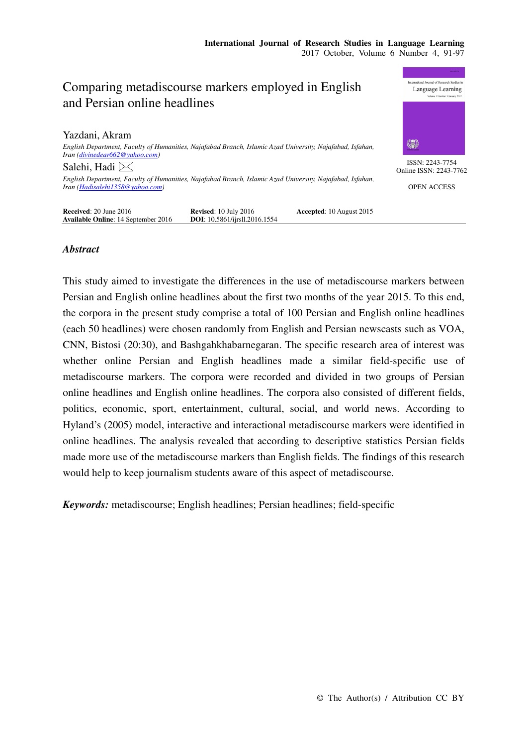# Comparing metadiscourse markers employed in English and Persian online headlines

Yazdani, Akram

*English Department, Faculty of Humanities, Najafabad Branch, Islamic Azad University, Najafabad, Isfahan, Iran (divinedear662@yahoo.com)*

Salehi, Hadi ✉

*English Department, Faculty of Humanities, Najafabad Branch, Islamic Azad University, Najafabad, Isfahan, Iran (Hadisalehi1358@yahoo.com)*

ISSN: 2243-7754
Online ISSN: 2243-7762

OPEN ACCESS

**Received**: 20 June 2016 **Revised**: 10 July 2016 **Accepted**: 10 August 2015
**Available Online**: 14 September 2016 **DOI**: 10.5861/ijrsll.2016.1554

## *Abstract*

This study aimed to investigate the differences in the use of metadiscourse markers between Persian and English online headlines about the first two months of the year 2015. To this end, the corpora in the present study comprise a total of 100 Persian and English online headlines (each 50 headlines) were chosen randomly from English and Persian newscasts such as VOA, CNN, Bistosi (20:30), and Bashgahkhabarnegaran. The specific research area of interest was whether online Persian and English headlines made a similar field-specific use of metadiscourse markers. The corpora were recorded and divided in two groups of Persian online headlines and English online headlines. The corpora also consisted of different fields, politics, economic, sport, entertainment, cultural, social, and world news. According to Hyland's (2005) model, interactive and interactional metadiscourse markers were identified in online headlines. The analysis revealed that according to descriptive statistics Persian fields made more use of the metadiscourse markers than English fields. The findings of this research would help to keep journalism students aware of this aspect of metadiscourse.

***Keywords:*** metadiscourse; English headlines; Persian headlines; field-specific

© The Author(s) / Attribution CC BY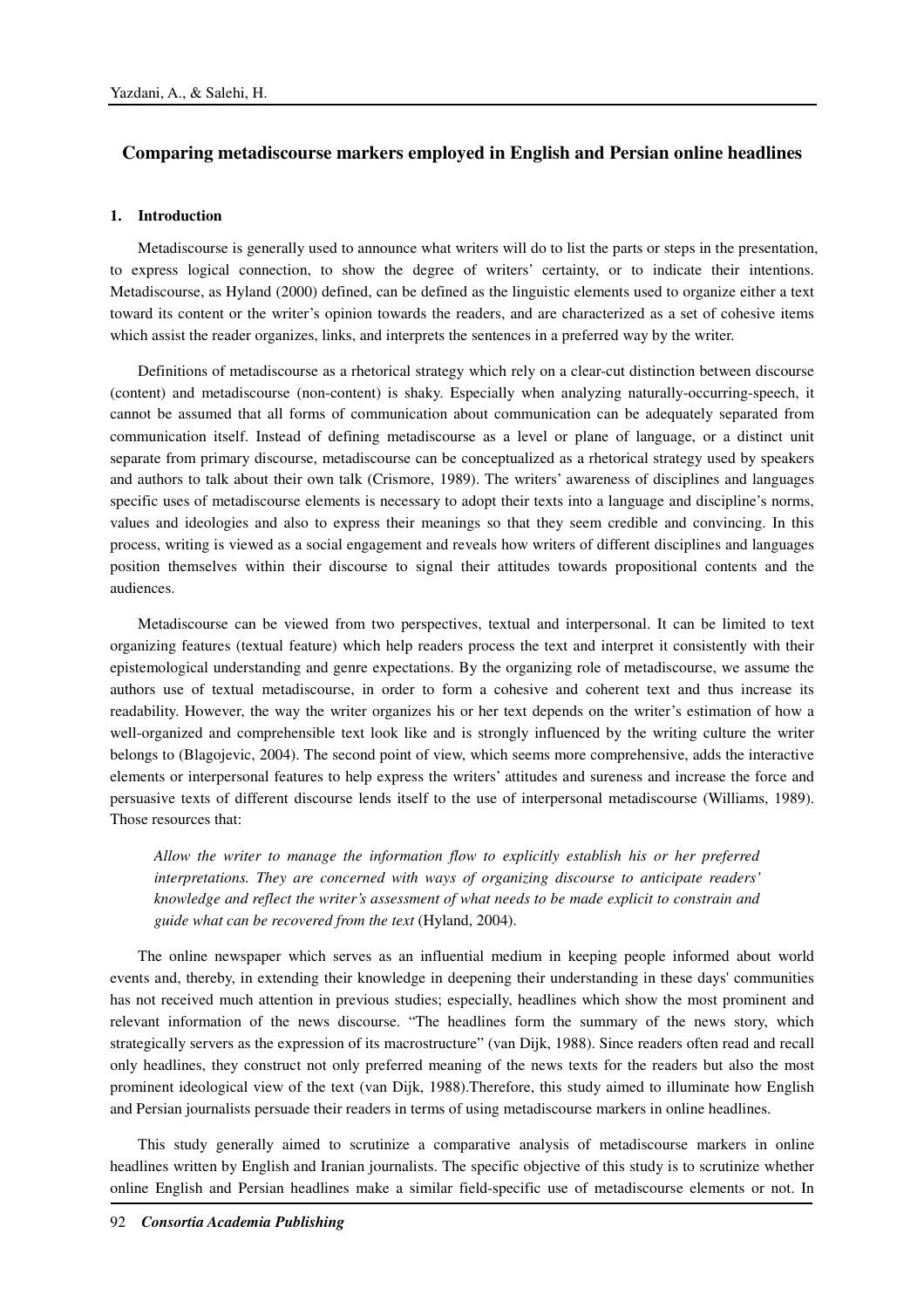## Comparing metadiscourse markers employed in English and Persian online headlines

### 1. Introduction

Metadiscourse is generally used to announce what writers will do to list the parts or steps in the presentation, to express logical connection, to show the degree of writers' certainty, or to indicate their intentions. Metadiscourse, as Hyland (2000) defined, can be defined as the linguistic elements used to organize either a text toward its content or the writer's opinion towards the readers, and are characterized as a set of cohesive items which assist the reader organizes, links, and interprets the sentences in a preferred way by the writer.

Definitions of metadiscourse as a rhetorical strategy which rely on a clear-cut distinction between discourse (content) and metadiscourse (non-content) is shaky. Especially when analyzing naturally-occurring-speech, it cannot be assumed that all forms of communication about communication can be adequately separated from communication itself. Instead of defining metadiscourse as a level or plane of language, or a distinct unit separate from primary discourse, metadiscourse can be conceptualized as a rhetorical strategy used by speakers and authors to talk about their own talk (Crismore, 1989). The writers' awareness of disciplines and languages specific uses of metadiscourse elements is necessary to adopt their texts into a language and discipline's norms, values and ideologies and also to express their meanings so that they seem credible and convincing. In this process, writing is viewed as a social engagement and reveals how writers of different disciplines and languages position themselves within their discourse to signal their attitudes towards propositional contents and the audiences.

Metadiscourse can be viewed from two perspectives, textual and interpersonal. It can be limited to text organizing features (textual feature) which help readers process the text and interpret it consistently with their epistemological understanding and genre expectations. By the organizing role of metadiscourse, we assume the authors use of textual metadiscourse, in order to form a cohesive and coherent text and thus increase its readability. However, the way the writer organizes his or her text depends on the writer's estimation of how a well-organized and comprehensible text look like and is strongly influenced by the writing culture the writer belongs to (Blagojevic, 2004). The second point of view, which seems more comprehensive, adds the interactive elements or interpersonal features to help express the writers' attitudes and sureness and increase the force and persuasive texts of different discourse lends itself to the use of interpersonal metadiscourse (Williams, 1989). Those resources that:

> *Allow the writer to manage the information flow to explicitly establish his or her preferred interpretations. They are concerned with ways of organizing discourse to anticipate readers' knowledge and reflect the writer's assessment of what needs to be made explicit to constrain and guide what can be recovered from the text* (Hyland, 2004).

The online newspaper which serves as an influential medium in keeping people informed about world events and, thereby, in extending their knowledge in deepening their understanding in these days' communities has not received much attention in previous studies; especially, headlines which show the most prominent and relevant information of the news discourse. "The headlines form the summary of the news story, which strategically servers as the expression of its macrostructure" (van Dijk, 1988). Since readers often read and recall only headlines, they construct not only preferred meaning of the news texts for the readers but also the most prominent ideological view of the text (van Dijk, 1988).Therefore, this study aimed to illuminate how English and Persian journalists persuade their readers in terms of using metadiscourse markers in online headlines.

This study generally aimed to scrutinize a comparative analysis of metadiscourse markers in online headlines written by English and Iranian journalists. The specific objective of this study is to scrutinize whether online English and Persian headlines make a similar field-specific use of metadiscourse elements or not. In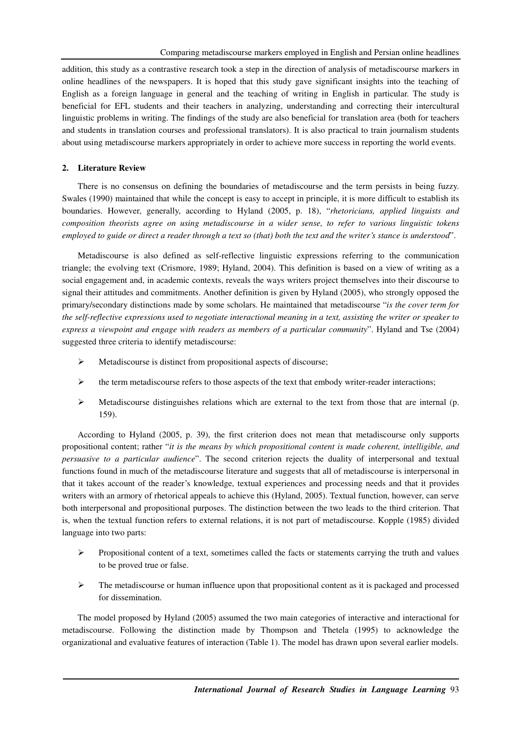addition, this study as a contrastive research took a step in the direction of analysis of metadiscourse markers in online headlines of the newspapers. It is hoped that this study gave significant insights into the teaching of English as a foreign language in general and the teaching of writing in English in particular. The study is beneficial for EFL students and their teachers in analyzing, understanding and correcting their intercultural linguistic problems in writing. The findings of the study are also beneficial for translation area (both for teachers and students in translation courses and professional translators). It is also practical to train journalism students about using metadiscourse markers appropriately in order to achieve more success in reporting the world events.

## 2. Literature Review

There is no consensus on defining the boundaries of metadiscourse and the term persists in being fuzzy. Swales (1990) maintained that while the concept is easy to accept in principle, it is more difficult to establish its boundaries. However, generally, according to Hyland (2005, p. 18), "*rhetoricians, applied linguists and composition theorists agree on using metadiscourse in a wider sense, to refer to various linguistic tokens employed to guide or direct a reader through a text so (that) both the text and the writer's stance is understood*".

Metadiscourse is also defined as self-reflective linguistic expressions referring to the communication triangle; the evolving text (Crismore, 1989; Hyland, 2004). This definition is based on a view of writing as a social engagement and, in academic contexts, reveals the ways writers project themselves into their discourse to signal their attitudes and commitments. Another definition is given by Hyland (2005), who strongly opposed the primary/secondary distinctions made by some scholars. He maintained that metadiscourse "*is the cover term for the self-reflective expressions used to negotiate interactional meaning in a text, assisting the writer or speaker to express a viewpoint and engage with readers as members of a particular community*". Hyland and Tse (2004) suggested three criteria to identify metadiscourse:

- Metadiscourse is distinct from propositional aspects of discourse;
- the term metadiscourse refers to those aspects of the text that embody writer-reader interactions;
- Metadiscourse distinguishes relations which are external to the text from those that are internal (p. 159).

According to Hyland (2005, p. 39), the first criterion does not mean that metadiscourse only supports propositional content; rather "*it is the means by which propositional content is made coherent, intelligible, and persuasive to a particular audience*". The second criterion rejects the duality of interpersonal and textual functions found in much of the metadiscourse literature and suggests that all of metadiscourse is interpersonal in that it takes account of the reader's knowledge, textual experiences and processing needs and that it provides writers with an armory of rhetorical appeals to achieve this (Hyland, 2005). Textual function, however, can serve both interpersonal and propositional purposes. The distinction between the two leads to the third criterion. That is, when the textual function refers to external relations, it is not part of metadiscourse. Kopple (1985) divided language into two parts:

- Propositional content of a text, sometimes called the facts or statements carrying the truth and values to be proved true or false.
- The metadiscourse or human influence upon that propositional content as it is packaged and processed for dissemination.

The model proposed by Hyland (2005) assumed the two main categories of interactive and interactional for metadiscourse. Following the distinction made by Thompson and Thetela (1995) to acknowledge the organizational and evaluative features of interaction (Table 1). The model has drawn upon several earlier models.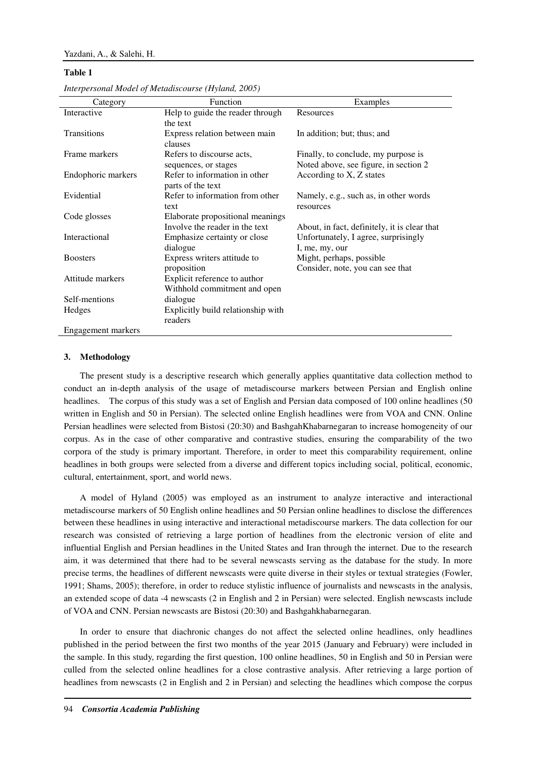**Table 1**

*Interpersonal Model of Metadiscourse (Hyland, 2005)*

| Category | Function | Examples |
|---|---|---|
| Interactive | Help to guide the reader through the text | Resources |
| Transitions | Express relation between main clauses | In addition; but; thus; and |
| Frame markers | Refers to discourse acts, sequences, or stages | Finally, to conclude, my purpose is Noted above, see figure, in section 2 |
| Endophoric markers | Refer to information in other parts of the text | According to X, Z states |
| Evidential | Refer to information from other text | Namely, e.g., such as, in other words resources |
| Code glosses | Elaborate propositional meanings Involve the reader in the text | About, in fact, definitely, it is clear that |
| Interactional | Emphasize certainty or close dialogue | Unfortunately, I agree, surprisingly I, me, my, our |
| Boosters | Express writers attitude to proposition | Might, perhaps, possible Consider, note, you can see that |
| Attitude markers | Explicit reference to author Withhold commitment and open | |
| Self-mentions | dialogue | |
| Hedges | Explicitly build relationship with readers | |
| Engagement markers | | |

## 3. Methodology

The present study is a descriptive research which generally applies quantitative data collection method to conduct an in-depth analysis of the usage of metadiscourse markers between Persian and English online headlines. The corpus of this study was a set of English and Persian data composed of 100 online headlines (50 written in English and 50 in Persian). The selected online English headlines were from VOA and CNN. Online Persian headlines were selected from Bistosi (20:30) and BashgahKhabarnegaran to increase homogeneity of our corpus. As in the case of other comparative and contrastive studies, ensuring the comparability of the two corpora of the study is primary important. Therefore, in order to meet this comparability requirement, online headlines in both groups were selected from a diverse and different topics including social, political, economic, cultural, entertainment, sport, and world news.

A model of Hyland (2005) was employed as an instrument to analyze interactive and interactional metadiscourse markers of 50 English online headlines and 50 Persian online headlines to disclose the differences between these headlines in using interactive and interactional metadiscourse markers. The data collection for our research was consisted of retrieving a large portion of headlines from the electronic version of elite and influential English and Persian headlines in the United States and Iran through the internet. Due to the research aim, it was determined that there had to be several newscasts serving as the database for the study. In more precise terms, the headlines of different newscasts were quite diverse in their styles or textual strategies (Fowler, 1991; Shams, 2005); therefore, in order to reduce stylistic influence of journalists and newscasts in the analysis, an extended scope of data -4 newscasts (2 in English and 2 in Persian) were selected. English newscasts include of VOA and CNN. Persian newscasts are Bistosi (20:30) and Bashgahkhabarnegaran.

In order to ensure that diachronic changes do not affect the selected online headlines, only headlines published in the period between the first two months of the year 2015 (January and February) were included in the sample. In this study, regarding the first question, 100 online headlines, 50 in English and 50 in Persian were culled from the selected online headlines for a close contrastive analysis. After retrieving a large portion of headlines from newscasts (2 in English and 2 in Persian) and selecting the headlines which compose the corpus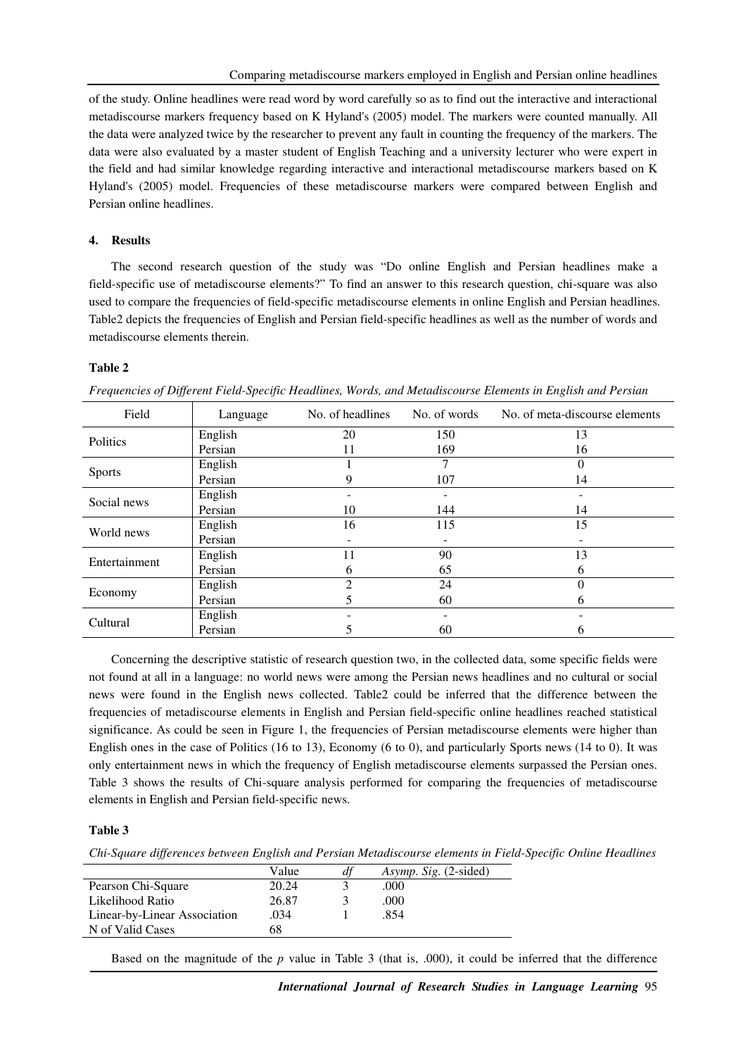of the study. Online headlines were read word by word carefully so as to find out the interactive and interactional metadiscourse markers frequency based on K Hyland's (2005) model. The markers were counted manually. All the data were analyzed twice by the researcher to prevent any fault in counting the frequency of the markers. The data were also evaluated by a master student of English Teaching and a university lecturer who were expert in the field and had similar knowledge regarding interactive and interactional metadiscourse markers based on K Hyland's (2005) model. Frequencies of these metadiscourse markers were compared between English and Persian online headlines.

## 4. Results

The second research question of the study was "Do online English and Persian headlines make a field-specific use of metadiscourse elements?" To find an answer to this research question, chi-square was also used to compare the frequencies of field-specific metadiscourse elements in online English and Persian headlines. Table2 depicts the frequencies of English and Persian field-specific headlines as well as the number of words and metadiscourse elements therein.

**Table 2**

*Frequencies of Different Field-Specific Headlines, Words, and Metadiscourse Elements in English and Persian*

| Field | Language | No. of headlines | No. of words | No. of meta-discourse elements |
|---|---|---|---|---|
| Politics | English | 20 | 150 | 13 |
| | Persian | 11 | 169 | 16 |
| Sports | English | 1 | 7 | 0 |
| | Persian | 9 | 107 | 14 |
| Social news | English | - | - | - |
| | Persian | 10 | 144 | 14 |
| World news | English | 16 | 115 | 15 |
| | Persian | - | - | - |
| Entertainment | English | 11 | 90 | 13 |
| | Persian | 6 | 65 | 6 |
| Economy | English | 2 | 24 | 0 |
| | Persian | 5 | 60 | 6 |
| Cultural | English | - | - | - |
| | Persian | 5 | 60 | 6 |

Concerning the descriptive statistic of research question two, in the collected data, some specific fields were not found at all in a language: no world news were among the Persian news headlines and no cultural or social news were found in the English news collected. Table2 could be inferred that the difference between the frequencies of metadiscourse elements in English and Persian field-specific online headlines reached statistical significance. As could be seen in Figure 1, the frequencies of Persian metadiscourse elements were higher than English ones in the case of Politics (16 to 13), Economy (6 to 0), and particularly Sports news (14 to 0). It was only entertainment news in which the frequency of English metadiscourse elements surpassed the Persian ones. Table 3 shows the results of Chi-square analysis performed for comparing the frequencies of metadiscourse elements in English and Persian field-specific news.

**Table 3**

*Chi-Square differences between English and Persian Metadiscourse elements in Field-Specific Online Headlines*

| | Value | *df* | *Asymp. Sig.* (2-sided) |
|---|---|---|---|
| Pearson Chi-Square | 20.24 | 3 | .000 |
| Likelihood Ratio | 26.87 | 3 | .000 |
| Linear-by-Linear Association | .034 | 1 | .854 |
| N of Valid Cases | 68 | | |

Based on the magnitude of the $p$ value in Table 3 (that is, .000), it could be inferred that the difference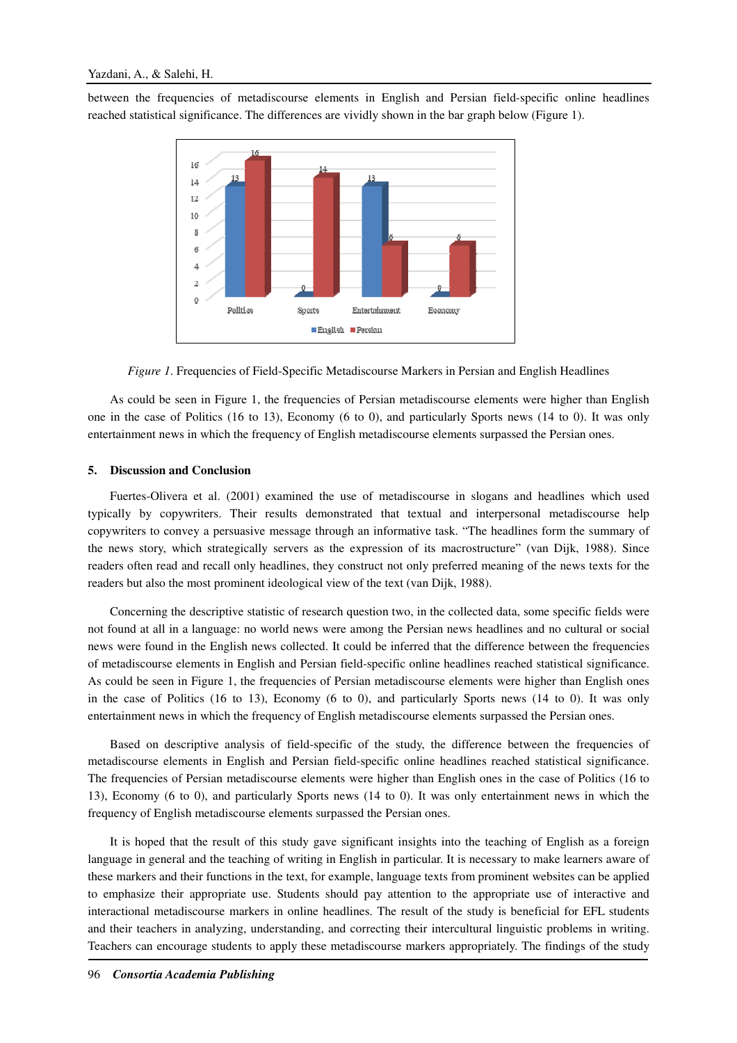between the frequencies of metadiscourse elements in English and Persian field-specific online headlines reached statistical significance. The differences are vividly shown in the bar graph below (Figure 1).

*Figure 1*. Frequencies of Field-Specific Metadiscourse Markers in Persian and English Headlines

As could be seen in Figure 1, the frequencies of Persian metadiscourse elements were higher than English one in the case of Politics (16 to 13), Economy (6 to 0), and particularly Sports news (14 to 0). It was only entertainment news in which the frequency of English metadiscourse elements surpassed the Persian ones.

## 5. Discussion and Conclusion

Fuertes-Olivera et al. (2001) examined the use of metadiscourse in slogans and headlines which used typically by copywriters. Their results demonstrated that textual and interpersonal metadiscourse help copywriters to convey a persuasive message through an informative task. "The headlines form the summary of the news story, which strategically servers as the expression of its macrostructure" (van Dijk, 1988). Since readers often read and recall only headlines, they construct not only preferred meaning of the news texts for the readers but also the most prominent ideological view of the text (van Dijk, 1988).

Concerning the descriptive statistic of research question two, in the collected data, some specific fields were not found at all in a language: no world news were among the Persian news headlines and no cultural or social news were found in the English news collected. It could be inferred that the difference between the frequencies of metadiscourse elements in English and Persian field-specific online headlines reached statistical significance. As could be seen in Figure 1, the frequencies of Persian metadiscourse elements were higher than English ones in the case of Politics (16 to 13), Economy (6 to 0), and particularly Sports news (14 to 0). It was only entertainment news in which the frequency of English metadiscourse elements surpassed the Persian ones.

Based on descriptive analysis of field-specific of the study, the difference between the frequencies of metadiscourse elements in English and Persian field-specific online headlines reached statistical significance. The frequencies of Persian metadiscourse elements were higher than English ones in the case of Politics (16 to 13), Economy (6 to 0), and particularly Sports news (14 to 0). It was only entertainment news in which the frequency of English metadiscourse elements surpassed the Persian ones.

It is hoped that the result of this study gave significant insights into the teaching of English as a foreign language in general and the teaching of writing in English in particular. It is necessary to make learners aware of these markers and their functions in the text, for example, language texts from prominent websites can be applied to emphasize their appropriate use. Students should pay attention to the appropriate use of interactive and interactional metadiscourse markers in online headlines. The result of the study is beneficial for EFL students and their teachers in analyzing, understanding, and correcting their intercultural linguistic problems in writing. Teachers can encourage students to apply these metadiscourse markers appropriately. The findings of the study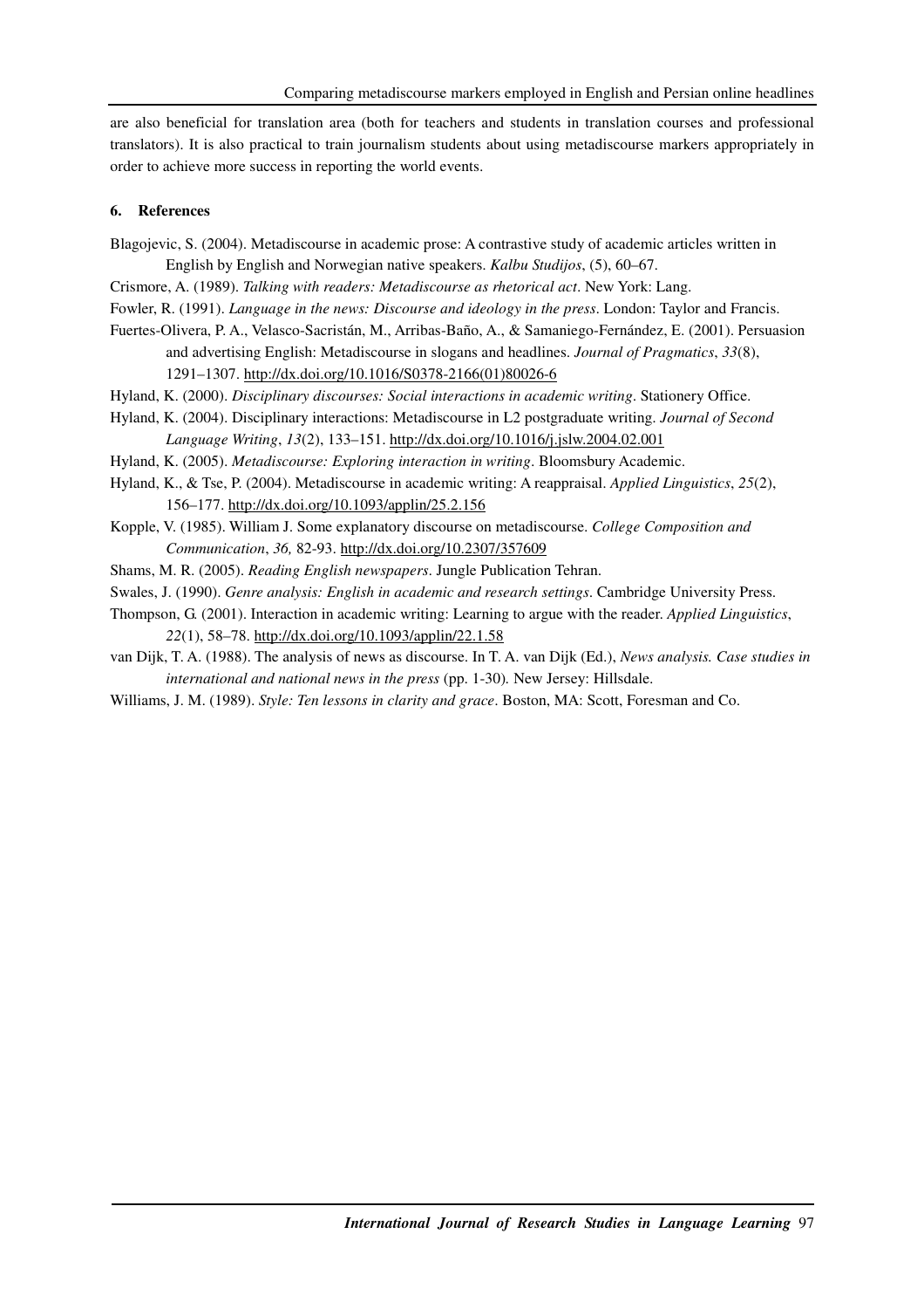are also beneficial for translation area (both for teachers and students in translation courses and professional translators). It is also practical to train journalism students about using metadiscourse markers appropriately in order to achieve more success in reporting the world events.

## 6. References

Blagojevic, S. (2004). Metadiscourse in academic prose: A contrastive study of academic articles written in English by English and Norwegian native speakers. *Kalbu Studijos*, (5), 60–67.

Crismore, A. (1989). *Talking with readers: Metadiscourse as rhetorical act*. New York: Lang.

Fowler, R. (1991). *Language in the news: Discourse and ideology in the press*. London: Taylor and Francis.

Fuertes-Olivera, P. A., Velasco-Sacristán, M., Arribas-Baño, A., & Samaniego-Fernández, E. (2001). Persuasion and advertising English: Metadiscourse in slogans and headlines. *Journal of Pragmatics*, *33*(8), 1291–1307. http://dx.doi.org/10.1016/S0378-2166(01)80026-6

Hyland, K. (2000). *Disciplinary discourses: Social interactions in academic writing*. Stationery Office.

Hyland, K. (2004). Disciplinary interactions: Metadiscourse in L2 postgraduate writing. *Journal of Second Language Writing*, *13*(2), 133–151. http://dx.doi.org/10.1016/j.jslw.2004.02.001

Hyland, K. (2005). *Metadiscourse: Exploring interaction in writing*. Bloomsbury Academic.

Hyland, K., & Tse, P. (2004). Metadiscourse in academic writing: A reappraisal. *Applied Linguistics*, *25*(2), 156–177. http://dx.doi.org/10.1093/applin/25.2.156

Kopple, V. (1985). William J. Some explanatory discourse on metadiscourse. *College Composition and Communication*, *36,* 82-93. http://dx.doi.org/10.2307/357609

Shams, M. R. (2005). *Reading English newspapers*. Jungle Publication Tehran.

Swales, J. (1990). *Genre analysis: English in academic and research settings*. Cambridge University Press.

Thompson, G. (2001). Interaction in academic writing: Learning to argue with the reader. *Applied Linguistics*, *22*(1), 58–78. http://dx.doi.org/10.1093/applin/22.1.58

van Dijk, T. A. (1988). The analysis of news as discourse. In T. A. van Dijk (Ed.), *News analysis. Case studies in international and national news in the press* (pp. 1-30)*.* New Jersey: Hillsdale.

Williams, J. M. (1989). *Style: Ten lessons in clarity and grace*. Boston, MA: Scott, Foresman and Co.